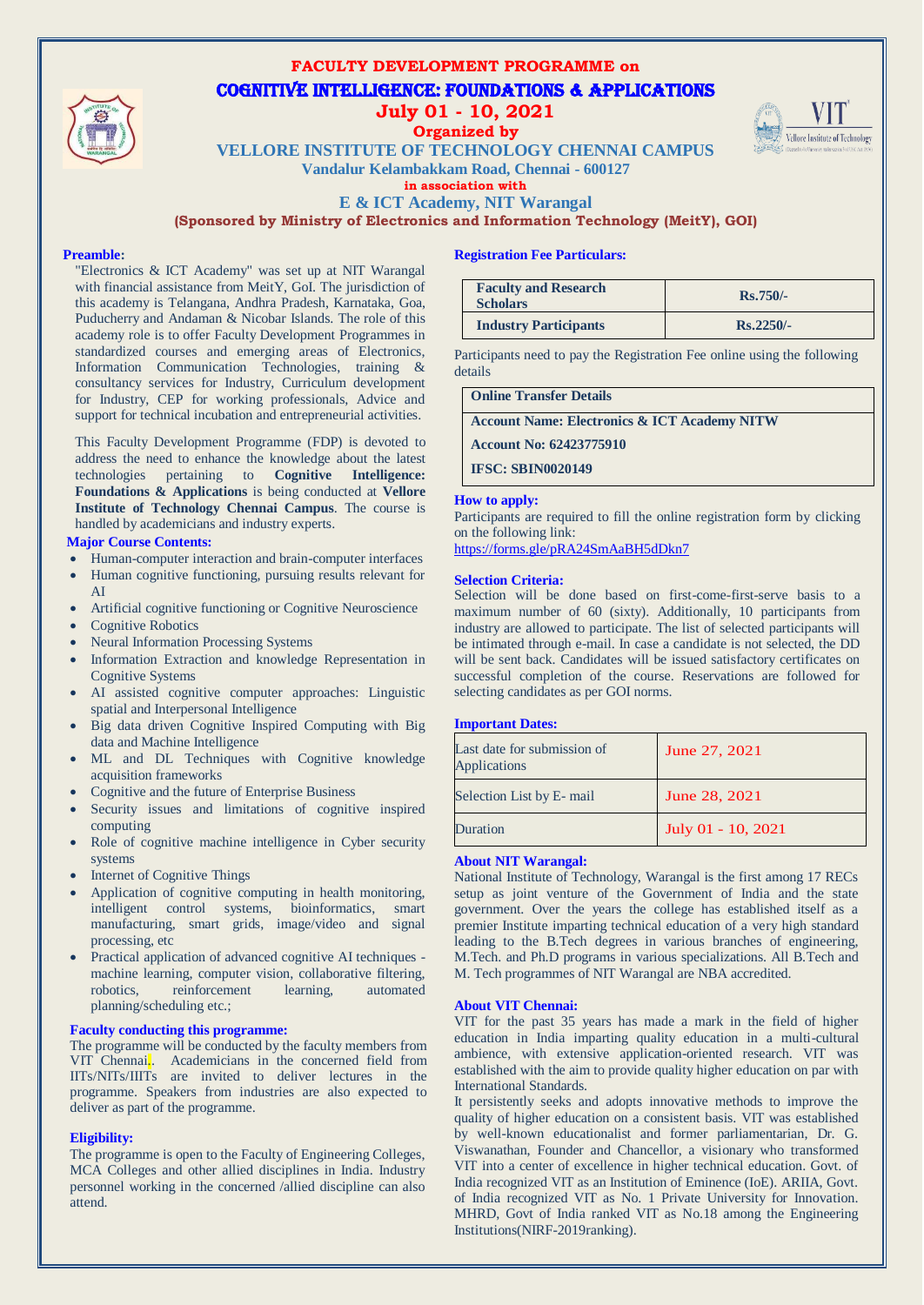# FACULTY DEVELOPMENT PROGRAMME on

## COGNITIVE INTELLIGENCE: FOUNDATIONS & APPLICATIONS

**July 01 - 10, 2021**

**Organized by**

**VELLORE INSTITUTE OF TECHNOLOGY CHENNAI CAMPUS**

**Vandalur Kelambakkam Road, Chennai - 600127**

**in association with**

**E & ICT Academy, NIT Warangal**

**(Sponsored by Ministry of Electronics and Information Technology (MeitY), GOI)**

### Preamble:

"Electronics & ICT Academy" was set up at NIT Warangal with financial assistance from MeitY, GoI. The jurisdiction of this academy is Telangana, Andhra Pradesh, Karnataka, Goa, Puducherry and Andaman & Nicobar Islands. The role of this academy role is to offer Faculty Development Programmes in standardized courses and emerging areas of Electronics, Information Communication Technologies, training & consultancy services for Industry, Curriculum development for Industry, CEP for working professionals, Advice and support for technical incubation and entrepreneurial activities.

This Faculty Development Programme (FDP) is devoted to address the need to enhance the knowledge about the latest technologies pertaining to **Cognitive Intelligence: Foundations & Applications** is being conducted at **Vellore Institute of Technology Chennai Campus**. The course is handled by academicians and industry experts.

### Major Course Contents:

- Human-computer interaction and brain-computer interfaces
- Human cognitive functioning, pursuing results relevant for AI
- Artificial cognitive functioning or Cognitive Neuroscience
- Cognitive Robotics
- Neural Information Processing Systems
- Information Extraction and knowledge Representation in Cognitive Systems
- AI assisted cognitive computer approaches: Linguistic spatial and Interpersonal Intelligence
- Big data driven Cognitive Inspired Computing with Big data and Machine Intelligence
- ML and DL Techniques with Cognitive knowledge acquisition frameworks
- Cognitive and the future of Enterprise Business
- Security issues and limitations of cognitive inspired computing
- Role of cognitive machine intelligence in Cyber security systems
- Internet of Cognitive Things
- Application of cognitive computing in health monitoring, intelligent control systems, bioinformatics, smart manufacturing, smart grids, image/video and signal processing, etc
- Practical application of advanced cognitive AI techniques - machine learning, computer vision, collaborative filtering, robotics, reinforcement learning, automated planning/scheduling etc.;

### Faculty conducting this programme:

The programme will be conducted by the faculty members from VIT Chennai. Academicians in the concerned field from IITs/NITs/IIITs are invited to deliver lectures in the programme. Speakers from industries are also expected to deliver as part of the programme.

### Eligibility:

The programme is open to the Faculty of Engineering Colleges, MCA Colleges and other allied disciplines in India. Industry personnel working in the concerned /allied discipline can also attend.

### Registration Fee Particulars:

| Category | Fee |
|---|---|
| **Faculty and Research Scholars** | **Rs.750/-** |
| **Industry Participants** | **Rs.2250/-** |

Participants need to pay the Registration Fee online using the following details

**Online Transfer Details**

**Account Name: Electronics & ICT Academy NITW**

**Account No: 62423775910**

**IFSC: SBIN0020149**

### How to apply:

Participants are required to fill the online registration form by clicking on the following link:
https://forms.gle/pRA24SmAaBH5dDkn7

### Selection Criteria:

Selection will be done based on first-come-first-serve basis to a maximum number of 60 (sixty). Additionally, 10 participants from industry are allowed to participate. The list of selected participants will be intimated through e-mail. In case a candidate is not selected, the DD will be sent back. Candidates will be issued satisfactory certificates on successful completion of the course. Reservations are followed for selecting candidates as per GOI norms.

### Important Dates:

| Event | Date |
|---|---|
| Last date for submission of Applications | June 27, 2021 |
| Selection List by E- mail | June 28, 2021 |
| Duration | July 01 - 10, 2021 |

### About NIT Warangal:

National Institute of Technology, Warangal is the first among 17 RECs setup as joint venture of the Government of India and the state government. Over the years the college has established itself as a premier Institute imparting technical education of a very high standard leading to the B.Tech degrees in various branches of engineering, M.Tech. and Ph.D programs in various specializations. All B.Tech and M. Tech programmes of NIT Warangal are NBA accredited.

### About VIT Chennai:

VIT for the past 35 years has made a mark in the field of higher education in India imparting quality education in a multi-cultural ambience, with extensive application-oriented research. VIT was established with the aim to provide quality higher education on par with International Standards.

It persistently seeks and adopts innovative methods to improve the quality of higher education on a consistent basis. VIT was established by well-known educationalist and former parliamentarian, Dr. G. Viswanathan, Founder and Chancellor, a visionary who transformed VIT into a center of excellence in higher technical education. Govt. of India recognized VIT as an Institution of Eminence (IoE). ARIIA, Govt. of India recognized VIT as No. 1 Private University for Innovation. MHRD, Govt of India ranked VIT as No.18 among the Engineering Institutions(NIRF-2019ranking).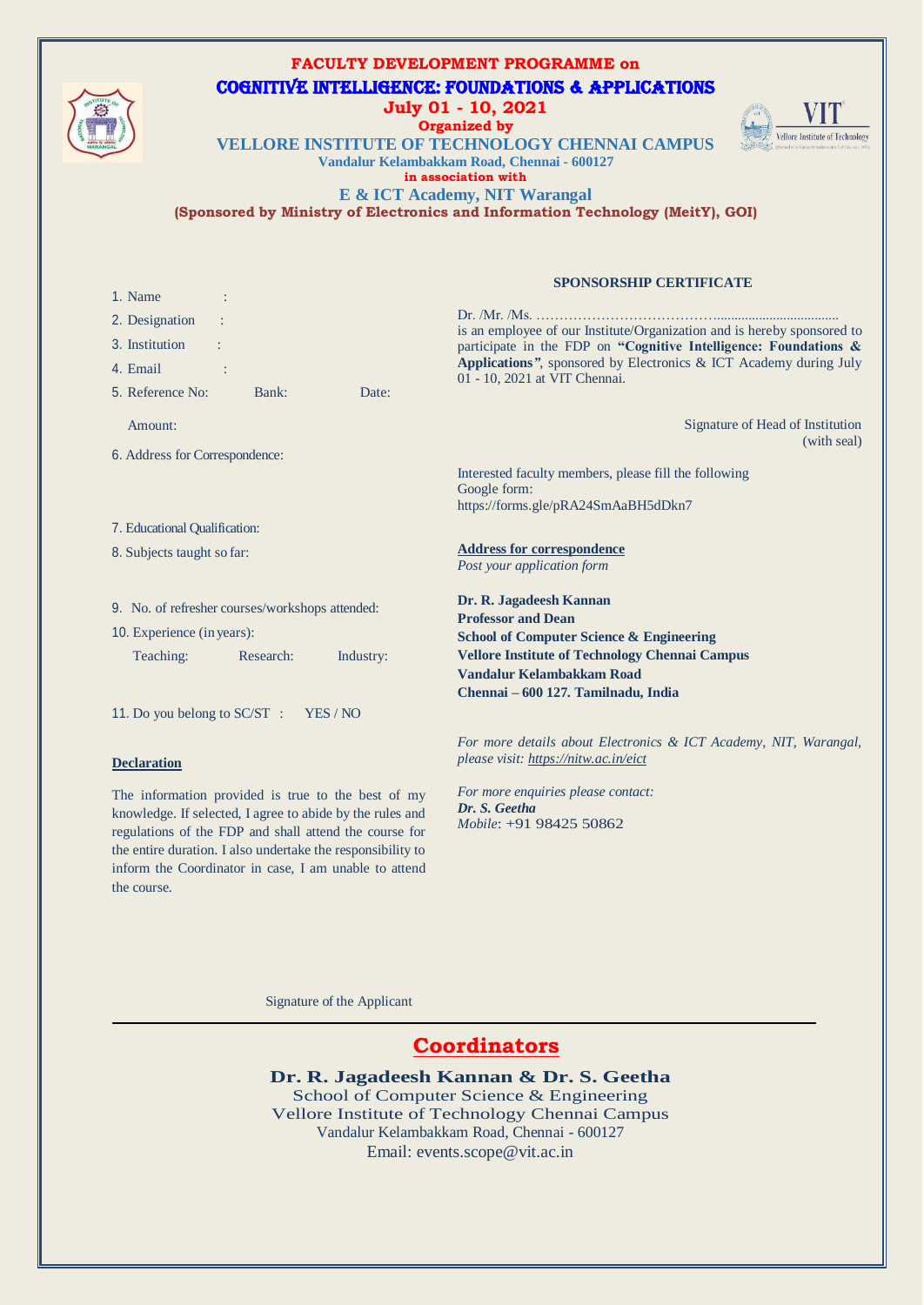**FACULTY DEVELOPMENT PROGRAMME on**

# COGNITIVE INTELLIGENCE: FOUNDATIONS & APPLICATIONS

**July 01 - 10, 2021**

**Organized by**

**VELLORE INSTITUTE OF TECHNOLOGY CHENNAI CAMPUS**

**Vandalur Kelambakkam Road, Chennai - 600127**

**in association with**

**E & ICT Academy, NIT Warangal**

**(Sponsored by Ministry of Electronics and Information Technology (MeitY), GOI)**

1. Name :
2. Designation :
3. Institution :
4. Email :
5. Reference No: Bank: Date:

   Amount:

6. Address for Correspondence:

7. Educational Qualification:
8. Subjects taught so far:

9. No. of refresher courses/workshops attended:
10. Experience (in years):

    Teaching: Research: Industry:

11. Do you belong to SC/ST : YES / NO

**Declaration**

The information provided is true to the best of my knowledge. If selected, I agree to abide by the rules and regulations of the FDP and shall attend the course for the entire duration. I also undertake the responsibility to inform the Coordinator in case, I am unable to attend the course.

Signature of the Applicant

**SPONSORSHIP CERTIFICATE**

Dr. /Mr. /Ms. …………………………………................................... is an employee of our Institute/Organization and is hereby sponsored to participate in the FDP on **"Cognitive Intelligence: Foundations & Applications"**, sponsored by Electronics & ICT Academy during July 01 - 10, 2021 at VIT Chennai.

Signature of Head of Institution
(with seal)

Interested faculty members, please fill the following Google form:
https://forms.gle/pRA24SmAaBH5dDkn7

**Address for correspondence**

*Post your application form*

**Dr. R. Jagadeesh Kannan**
**Professor and Dean**
**School of Computer Science & Engineering**
**Vellore Institute of Technology Chennai Campus**
**Vandalur Kelambakkam Road**
**Chennai – 600 127. Tamilnadu, India**

*For more details about Electronics & ICT Academy, NIT, Warangal, please visit: https://nitw.ac.in/eict*

*For more enquiries please contact:*
***Dr. S. Geetha***
*Mobile*: +91 98425 50862

## Coordinators

**Dr. R. Jagadeesh Kannan & Dr. S. Geetha**

School of Computer Science & Engineering

Vellore Institute of Technology Chennai Campus

Vandalur Kelambakkam Road, Chennai - 600127

Email: events.scope@vit.ac.in